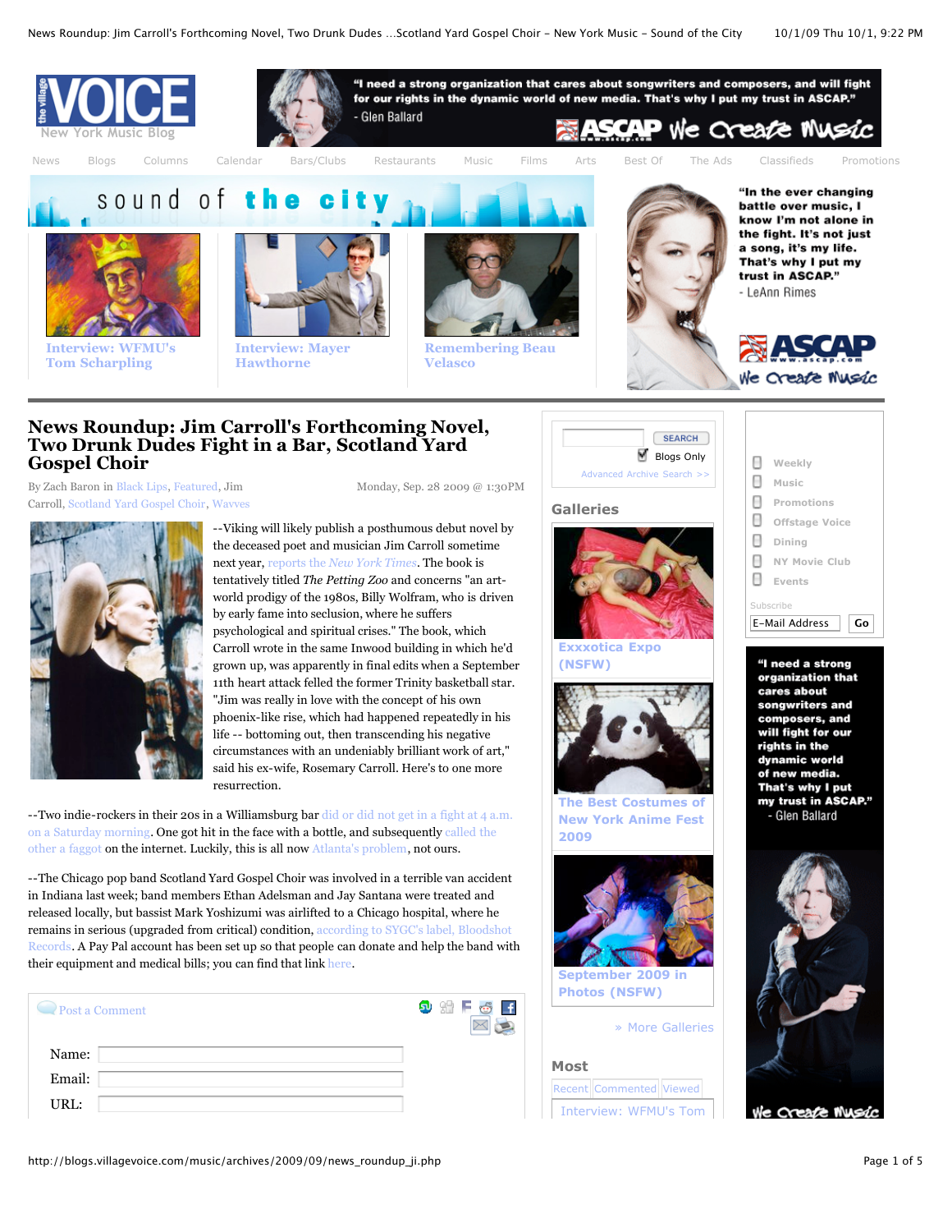# News Roundup: Jim Carroll's Forthcoming Novel, Two Drunk Dudes Fight in a Bar, Scotland Yard Gospel Choir

By Zach Baron in Black Lips, Featured, Jim Carroll, Scotland Yard Gospel Choir, Wavves

Monday, Sep. 28 2009 @ 1:30PM

--Viking will likely publish a posthumous debut novel by the deceased poet and musician Jim Carroll sometime next year, reports the *New York Times*. The book is tentatively titled *The Petting Zoo* and concerns "an art-world prodigy of the 1980s, Billy Wolfram, who is driven by early fame into seclusion, where he suffers psychological and spiritual crises." The book, which Carroll wrote in the same Inwood building in which he'd grown up, was apparently in final edits when a September 11th heart attack felled the former Trinity basketball star. "Jim was really in love with the concept of his own phoenix-like rise, which had happened repeatedly in his life -- bottoming out, then transcending his negative circumstances with an undeniably brilliant work of art," said his ex-wife, Rosemary Carroll. Here's to one more resurrection.

--Two indie-rockers in their 20s in a Williamsburg bar did or did not get in a fight at 4 a.m. on a Saturday morning. One got hit in the face with a bottle, and subsequently called the other a faggot on the internet. Luckily, this is all now Atlanta's problem, not ours.

--The Chicago pop band Scotland Yard Gospel Choir was involved in a terrible van accident in Indiana last week; band members Ethan Adelsman and Jay Santana were treated and released locally, but bassist Mark Yoshizumi was airlifted to a Chicago hospital, where he remains in serious (upgraded from critical) condition, according to SYGC's label, Bloodshot Records. A Pay Pal account has been set up so that people can donate and help the band with their equipment and medical bills; you can find that link here.

Post a Comment

Name:

Email:

URL: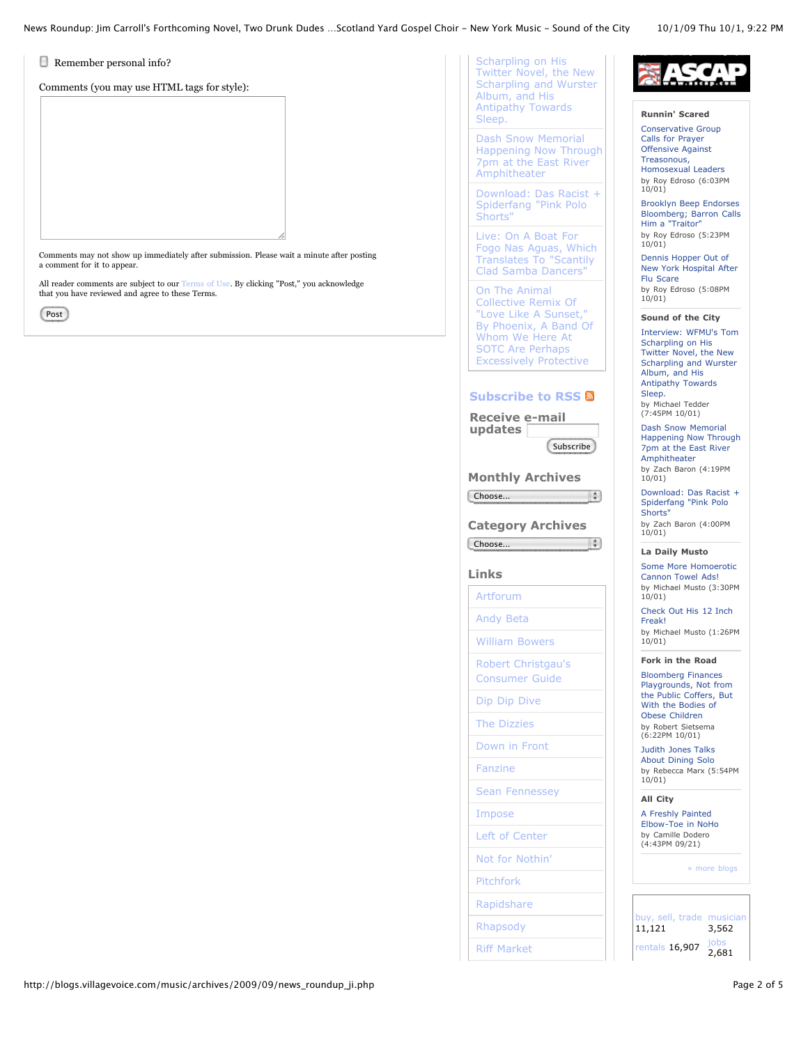Remember personal info?

Comments (you may use HTML tags for style):

Comments may not show up immediately after submission. Please wait a minute after posting a comment for it to appear.

All reader comments are subject to our Terms of Use. By clicking "Post," you acknowledge that you have reviewed and agree to these Terms.

Post

Scharpling on His Twitter Novel, the New Scharpling and Wurster Album, and His Antipathy Towards Sleep.

Dash Snow Memorial Happening Now Through 7pm at the East River Amphitheater

Download: Das Racist + Spiderfang "Pink Polo Shorts"

Live: On A Boat For Fogo Nas Aguas, Which Translates To "Scantily Clad Samba Dancers"

On The Animal Collective Remix Of "Love Like A Sunset," By Phoenix, A Band Of Whom We Here At SOTC Are Perhaps Excessively Protective

## Subscribe to RSS

## Receive e-mail updates

Subscribe

## Monthly Archives

Choose...

## Category Archives

Choose...

## Links

- Artforum
- Andy Beta
- William Bowers
- Robert Christgau's Consumer Guide
- Dip Dip Dive
- The Dizzies
- Down in Front
- Fanzine
- Sean Fennessey
- Impose
- Left of Center
- Not for Nothin'
- Pitchfork
- Rapidshare
- Rhapsody
- Riff Market

ASCAP www.ascap.com

**Runnin' Scared**

Conservative Group Calls for Prayer Offensive Against Treasonous, Homosexual Leaders
by Roy Edroso (6:03PM 10/01)

Brooklyn Beep Endorses Bloomberg; Barron Calls Him a "Traitor"
by Roy Edroso (5:23PM 10/01)

Dennis Hopper Out of New York Hospital After Flu Scare
by Roy Edroso (5:08PM 10/01)

**Sound of the City**

Interview: WFMU's Tom Scharpling on His Twitter Novel, the New Scharpling and Wurster Album, and His Antipathy Towards Sleep.
by Michael Tedder (7:45PM 10/01)

Dash Snow Memorial Happening Now Through 7pm at the East River Amphitheater
by Zach Baron (4:19PM 10/01)

Download: Das Racist + Spiderfang "Pink Polo Shorts"
by Zach Baron (4:00PM 10/01)

**La Daily Musto**

Some More Homoerotic Cannon Towel Ads!
by Michael Musto (3:30PM 10/01)

Check Out His 12 Inch Freak!
by Michael Musto (1:26PM 10/01)

**Fork in the Road**

Bloomberg Finances Playgrounds, Not from the Public Coffers, But With the Bodies of Obese Children
by Robert Sietsema (6:22PM 10/01)

Judith Jones Talks About Dining Solo
by Rebecca Marx (5:54PM 10/01)

**All City**

A Freshly Painted Elbow-Toe in NoHo
by Camille Dodero (4:43PM 09/21)

» more blogs

| buy, sell, trade | musician |
|---|---|
| 11,121 | 3,562 |
| rentals 16,907 | jobs 2,681 |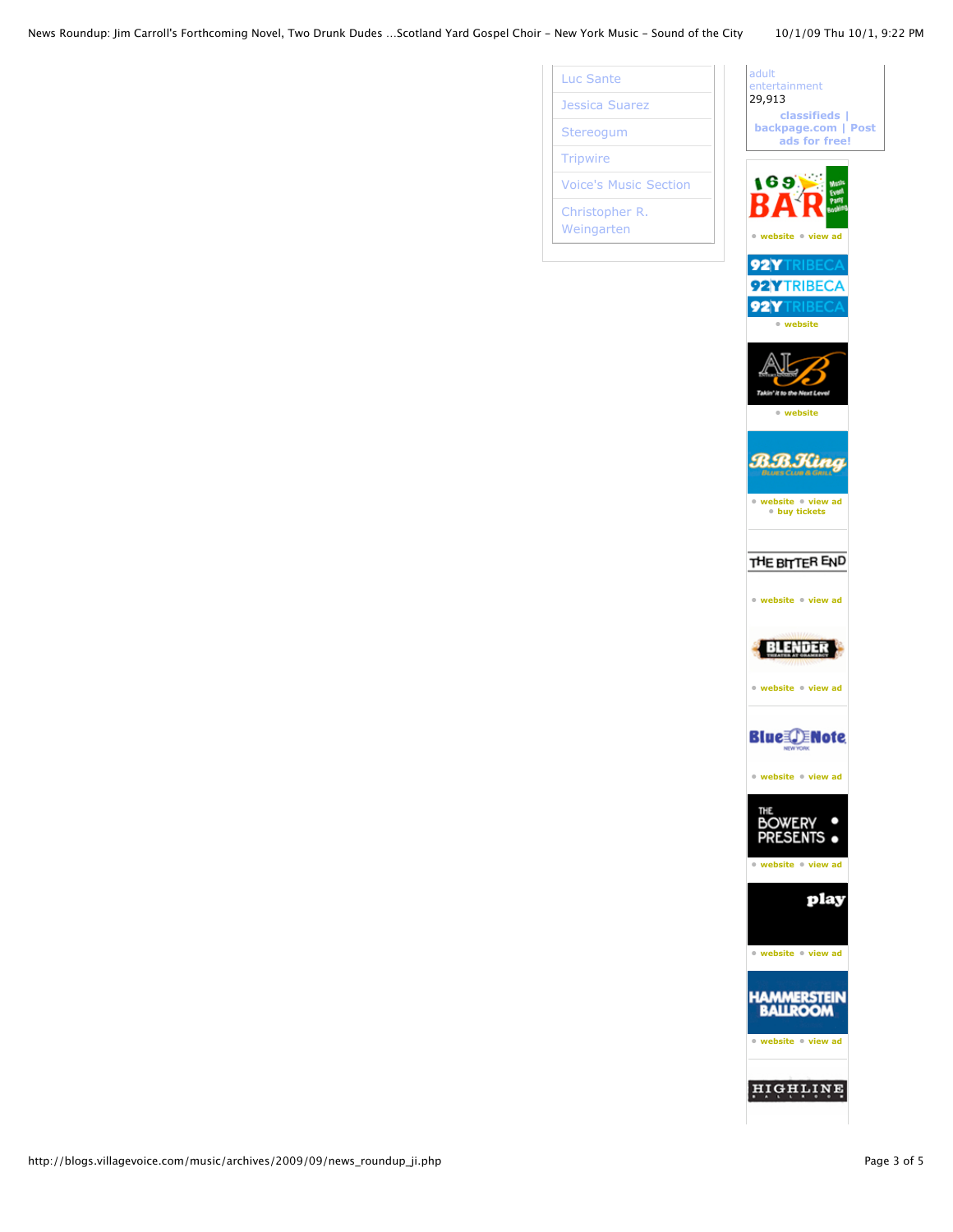- Luc Sante
- Jessica Suarez
- Stereogum
- Tripwire
- Voice's Music Section
- Christopher R. Weingarten

adult entertainment
29,913

**classifieds | backpage.com | Post ads for free!**

169 BAR Music Event Party Booking
- website
- view ad

92Y TRIBECA
- website

ALB Takin' it to the Next Level
- website

B.B. King Blues Club & Grill
- website
- view ad
- buy tickets

THE BITTER END
- website
- view ad

BLENDER THEATER AT GRAMERCY
- website
- view ad

Blue Note NEW YORK
- website
- view ad

THE BOWERY PRESENTS
- website
- view ad

play
- website
- view ad

HAMMERSTEIN BALLROOM
- website
- view ad

HIGHLINE BALLROOM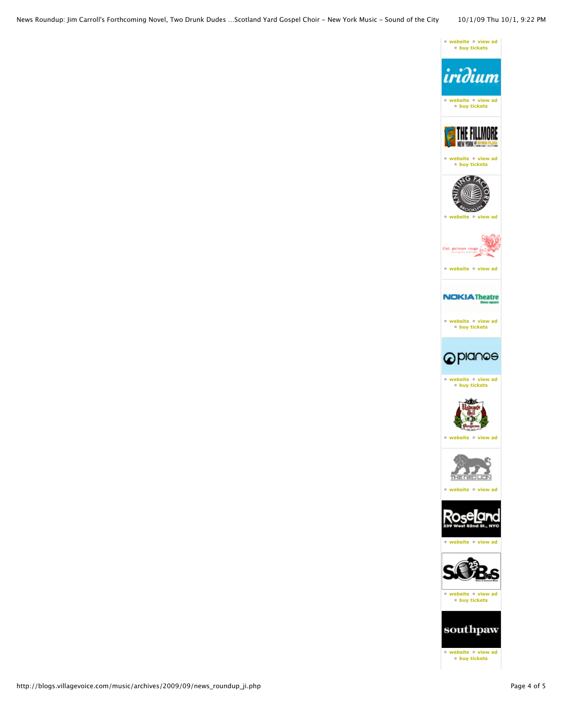website • view ad
buy tickets

iridium

website • view ad
buy tickets

THE FILLMORE NEW YORK AT IRVING PLAZA

website • view ad
buy tickets

KNITTING FACTORY BROOKLYN

website • view ad

(le) poisson rouge

website • view ad

NOKIA Theatre times square

website • view ad
buy tickets

pianos

website • view ad
buy tickets

Radegast Hall & Biergarten

website • view ad

THE RED LION

website • view ad

Roseland 239 West 52nd St., NYC

website • view ad

S.O.B.'s

website • view ad
buy tickets

southpaw

website • view ad
buy tickets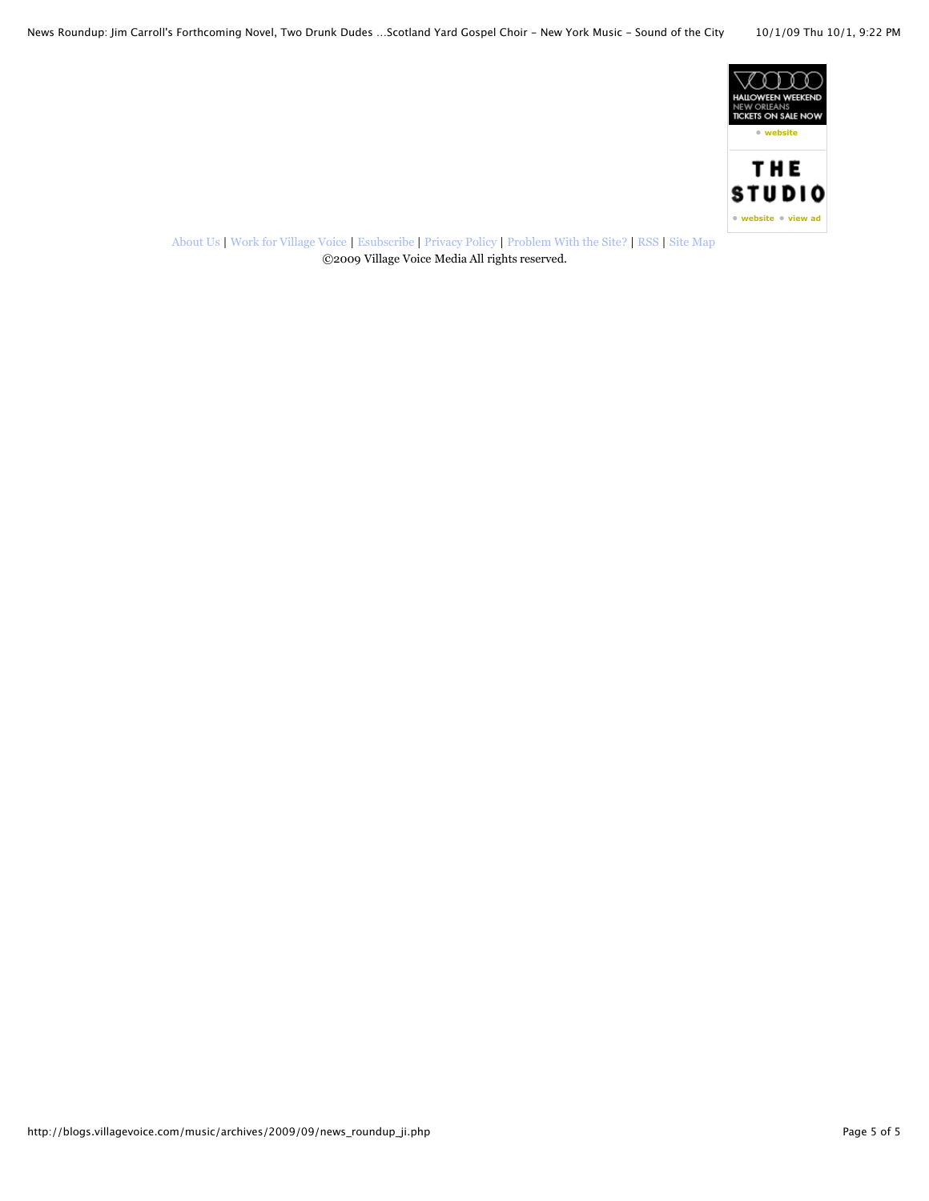VOODOO
HALLOWEEN WEEKEND
NEW ORLEANS
TICKETS ON SALE NOW

• website

THE STUDIO

• website • view ad

About Us | Work for Village Voice | Esubscribe | Privacy Policy | Problem With the Site? | RSS | Site Map

©2009 Village Voice Media All rights reserved.